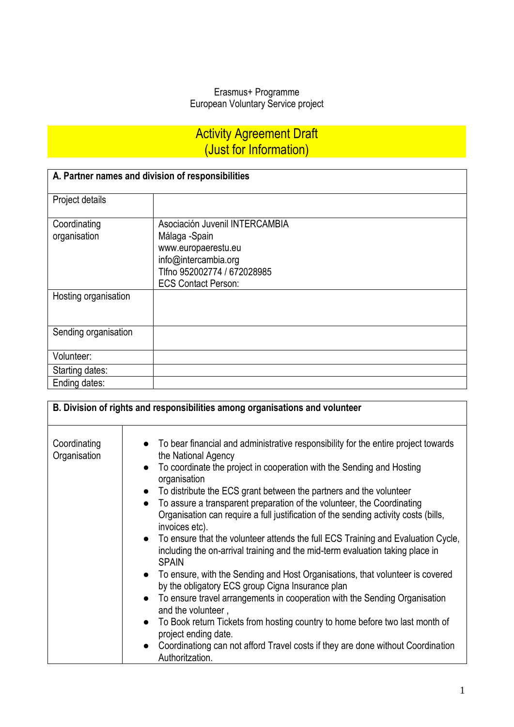Erasmus+ Programme
European Voluntary Service project

# Activity Agreement Draft
# (Just for Information)

| A. Partner names and division of responsibilities | |
|---|---|
| Project details | |
| Coordinating organisation | Asociación Juvenil INTERCAMBIA<br>Málaga -Spain<br>www.europaerestu.eu<br>info@intercambia.org<br>Tlfno 952002774 / 672028985<br>ECS Contact Person: |
| Hosting organisation | |
| Sending organisation | |
| Volunteer: | |
| Starting dates: | |
| Ending dates: | |

| B. Division of rights and responsibilities among organisations and volunteer | |
|---|---|
| Coordinating Organisation | • To bear financial and administrative responsibility for the entire project towards the National Agency<br>• To coordinate the project in cooperation with the Sending and Hosting organisation<br>• To distribute the ECS grant between the partners and the volunteer<br>• To assure a transparent preparation of the volunteer, the Coordinating Organisation can require a full justification of the sending activity costs (bills, invoices etc).<br>• To ensure that the volunteer attends the full ECS Training and Evaluation Cycle, including the on-arrival training and the mid-term evaluation taking place in SPAIN<br>• To ensure, with the Sending and Host Organisations, that volunteer is covered by the obligatory ECS group Cigna Insurance plan<br>• To ensure travel arrangements in cooperation with the Sending Organisation and the volunteer ,<br>• To Book return Tickets from hosting country to home before two last month of project ending date.<br>• Coordinationg can not afford Travel costs if they are done without Coordination Authoritzation. |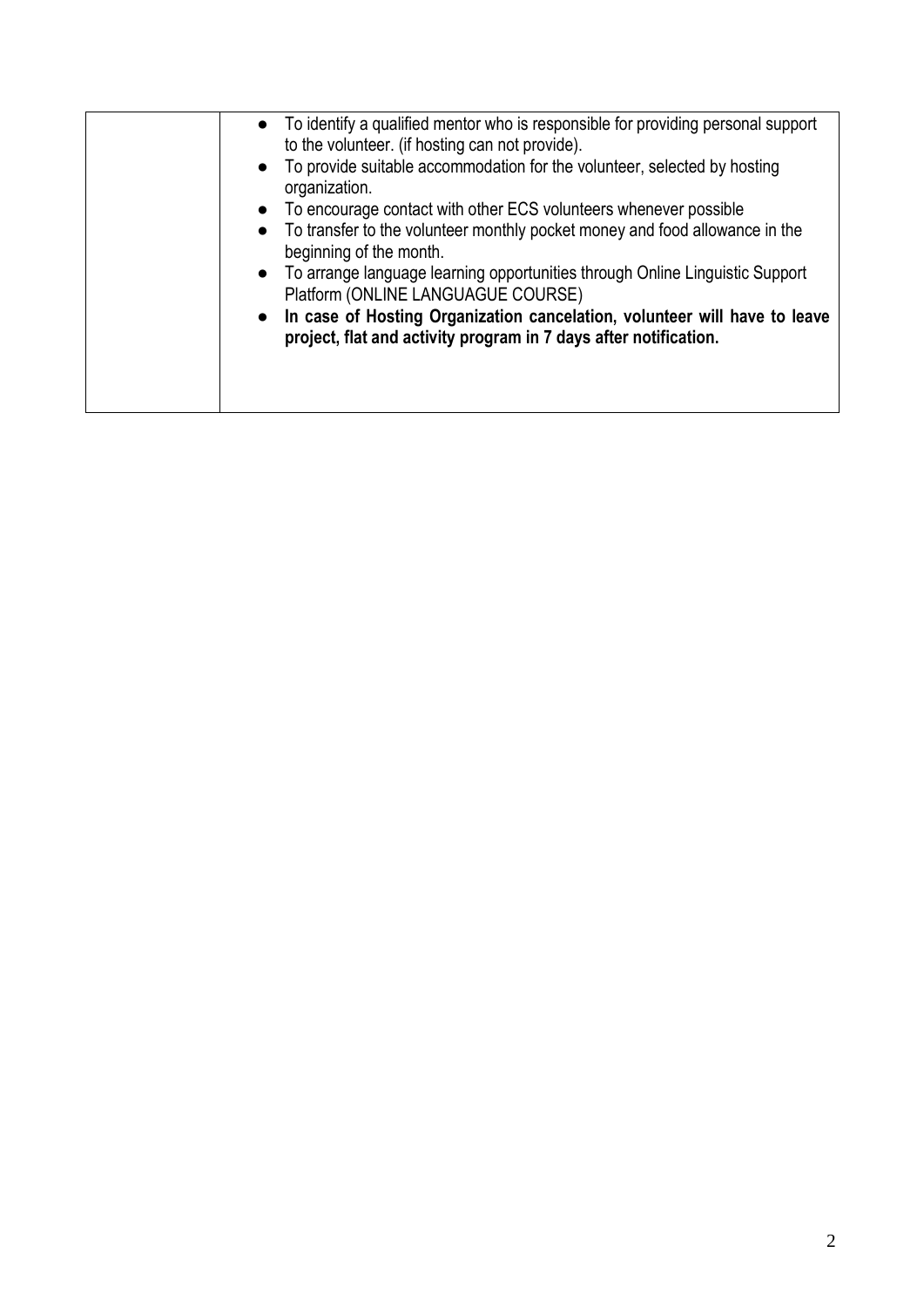| | |
|---|---|
| | • To identify a qualified mentor who is responsible for providing personal support to the volunteer. (if hosting can not provide).<br>• To provide suitable accommodation for the volunteer, selected by hosting organization.<br>• To encourage contact with other ECS volunteers whenever possible<br>• To transfer to the volunteer monthly pocket money and food allowance in the beginning of the month.<br>• To arrange language learning opportunities through Online Linguistic Support Platform (ONLINE LANGUAGUE COURSE)<br>• **In case of Hosting Organization cancelation, volunteer will have to leave project, flat and activity program in 7 days after notification.** |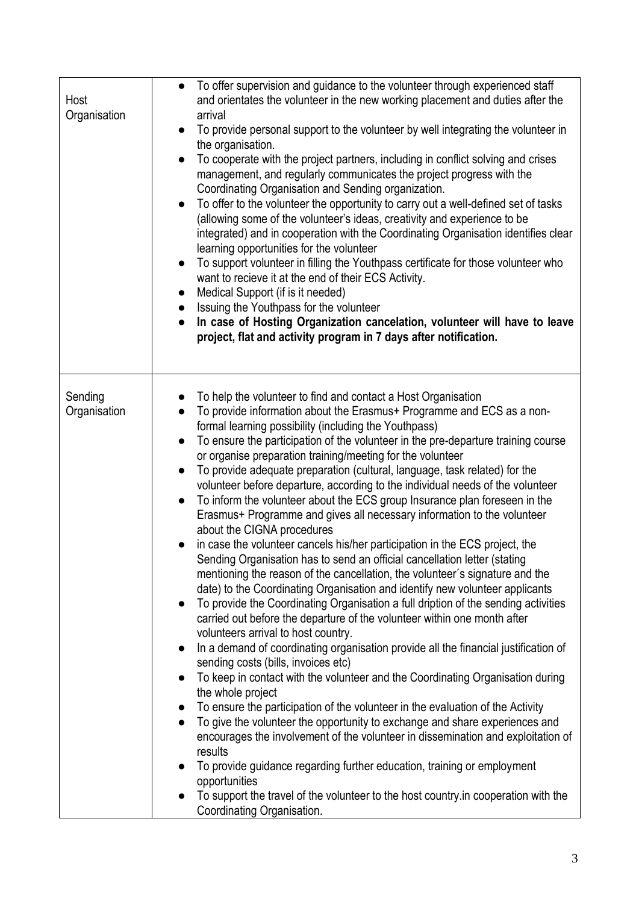| | |
|---|---|
| Host Organisation | ● To offer supervision and guidance to the volunteer through experienced staff and orientates the volunteer in the new working placement and duties after the arrival<br>● To provide personal support to the volunteer by well integrating the volunteer in the organisation.<br>● To cooperate with the project partners, including in conflict solving and crises management, and regularly communicates the project progress with the Coordinating Organisation and Sending organization.<br>● To offer to the volunteer the opportunity to carry out a well-defined set of tasks (allowing some of the volunteer's ideas, creativity and experience to be integrated) and in cooperation with the Coordinating Organisation identifies clear learning opportunities for the volunteer<br>● To support volunteer in filling the Youthpass certificate for those volunteer who want to recieve it at the end of their ECS Activity.<br>● Medical Support (if is it needed)<br>● Issuing the Youthpass for the volunteer<br>● **In case of Hosting Organization cancelation, volunteer will have to leave project, flat and activity program in 7 days after notification.** |
| Sending Organisation | ● To help the volunteer to find and contact a Host Organisation<br>● To provide information about the Erasmus+ Programme and ECS as a non-formal learning possibility (including the Youthpass)<br>● To ensure the participation of the volunteer in the pre-departure training course or organise preparation training/meeting for the volunteer<br>● To provide adequate preparation (cultural, language, task related) for the volunteer before departure, according to the individual needs of the volunteer<br>● To inform the volunteer about the ECS group Insurance plan foreseen in the Erasmus+ Programme and gives all necessary information to the volunteer about the CIGNA procedures<br>● in case the volunteer cancels his/her participation in the ECS project, the Sending Organisation has to send an official cancellation letter (stating mentioning the reason of the cancellation, the volunteer´s signature and the date) to the Coordinating Organisation and identify new volunteer applicants<br>● To provide the Coordinating Organisation a full dription of the sending activities carried out before the departure of the volunteer within one month after volunteers arrival to host country.<br>● In a demand of coordinating organisation provide all the financial justification of sending costs (bills, invoices etc)<br>● To keep in contact with the volunteer and the Coordinating Organisation during the whole project<br>● To ensure the participation of the volunteer in the evaluation of the Activity<br>● To give the volunteer the opportunity to exchange and share experiences and encourages the involvement of the volunteer in dissemination and exploitation of results<br>● To provide guidance regarding further education, training or employment opportunities<br>● To support the travel of the volunteer to the host country.in cooperation with the Coordinating Organisation. |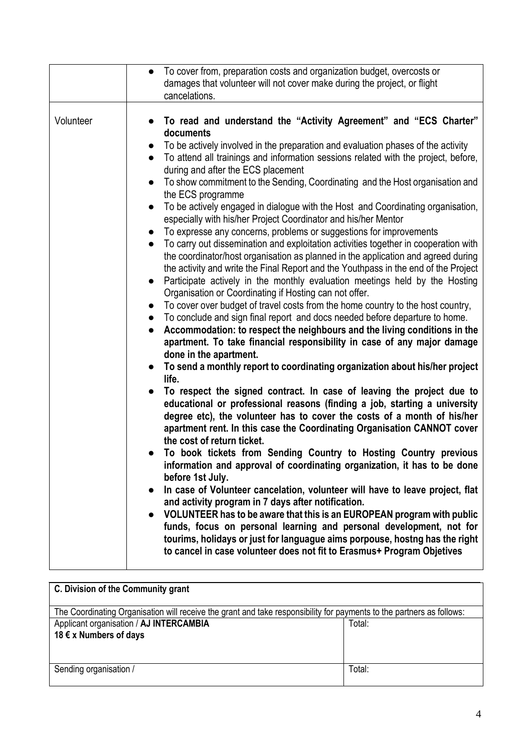| | |
|---|---|
| | • To cover from, preparation costs and organization budget, overcosts or damages that volunteer will not cover make during the project, or flight cancelations. |
| Volunteer | • **To read and understand the "Activity Agreement" and "ECS Charter" documents**<br>• To be actively involved in the preparation and evaluation phases of the activity<br>• To attend all trainings and information sessions related with the project, before, during and after the ECS placement<br>• To show commitment to the Sending, Coordinating and the Host organisation and the ECS programme<br>• To be actively engaged in dialogue with the Host and Coordinating organisation, especially with his/her Project Coordinator and his/her Mentor<br>• To expresse any concerns, problems or suggestions for improvements<br>• To carry out dissemination and exploitation activities together in cooperation with the coordinator/host organisation as planned in the application and agreed during the activity and write the Final Report and the Youthpass in the end of the Project<br>• Participate actively in the monthly evaluation meetings held by the Hosting Organisation or Coordinating if Hosting can not offer.<br>• To cover over budget of travel costs from the home country to the host country,<br>• To conclude and sign final report and docs needed before departure to home.<br>• **Accommodation: to respect the neighbours and the living conditions in the apartment. To take financial responsibility in case of any major damage done in the apartment.**<br>• **To send a monthly report to coordinating organization about his/her project life.**<br>• **To respect the signed contract. In case of leaving the project due to educational or professional reasons (finding a job, starting a university degree etc), the volunteer has to cover the costs of a month of his/her apartment rent. In this case the Coordinating Organisation CANNOT cover the cost of return ticket.**<br>• **To book tickets from Sending Country to Hosting Country previous information and approval of coordinating organization, it has to be done before 1st July.**<br>• **In case of Volunteer cancelation, volunteer will have to leave project, flat and activity program in 7 days after notification.**<br>• **VOLUNTEER has to be aware that this is an EUROPEAN program with public funds, focus on personal learning and personal development, not for tourims, holidays or just for languague aims porpouse, hostng has the right to cancel in case volunteer does not fit to Erasmus+ Program Objetives** |

| **C. Division of the Community grant** | |
|---|---|
| The Coordinating Organisation will receive the grant and take responsibility for payments to the partners as follows: | |
| Applicant organisation / **AJ INTERCAMBIA**<br>**18 € x Numbers of days** | Total: |
| Sending organisation / | Total: |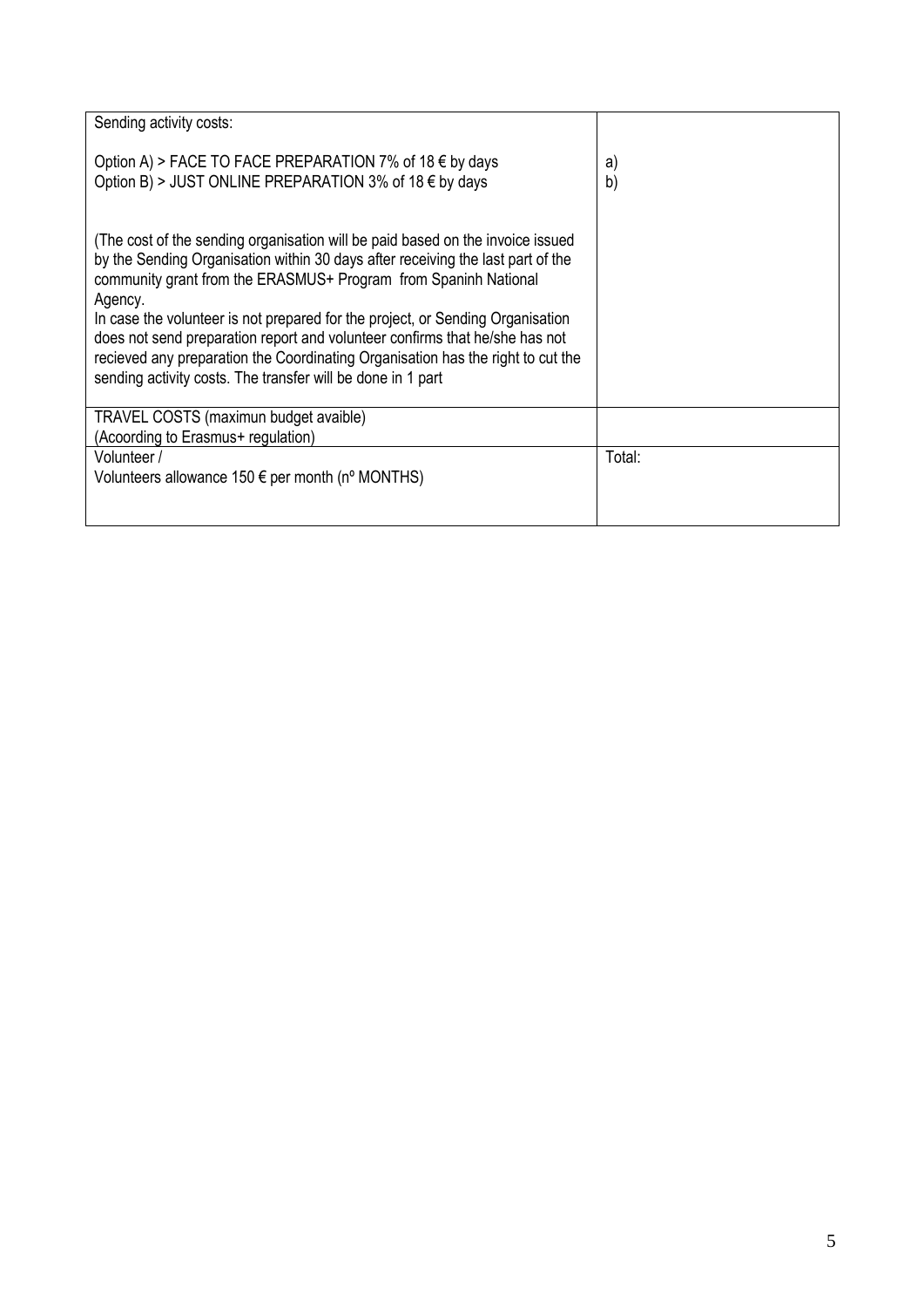| Sending activity costs:<br><br>Option A) > FACE TO FACE PREPARATION 7% of 18 € by days<br>Option B) > JUST ONLINE PREPARATION 3% of 18 € by days<br><br>(The cost of the sending organisation will be paid based on the invoice issued by the Sending Organisation within 30 days after receiving the last part of the community grant from the ERASMUS+ Program from Spaninh National Agency.<br>In case the volunteer is not prepared for the project, or Sending Organisation does not send preparation report and volunteer confirms that he/she has not recieved any preparation the Coordinating Organisation has the right to cut the sending activity costs. The transfer will be done in 1 part | <br><br>a)<br>b) |
|---|---|
| TRAVEL COSTS (maximun budget avaible)<br>(Acoording to Erasmus+ regulation) | |
| Volunteer /<br>Volunteers allowance 150 € per month (nº MONTHS) | Total: |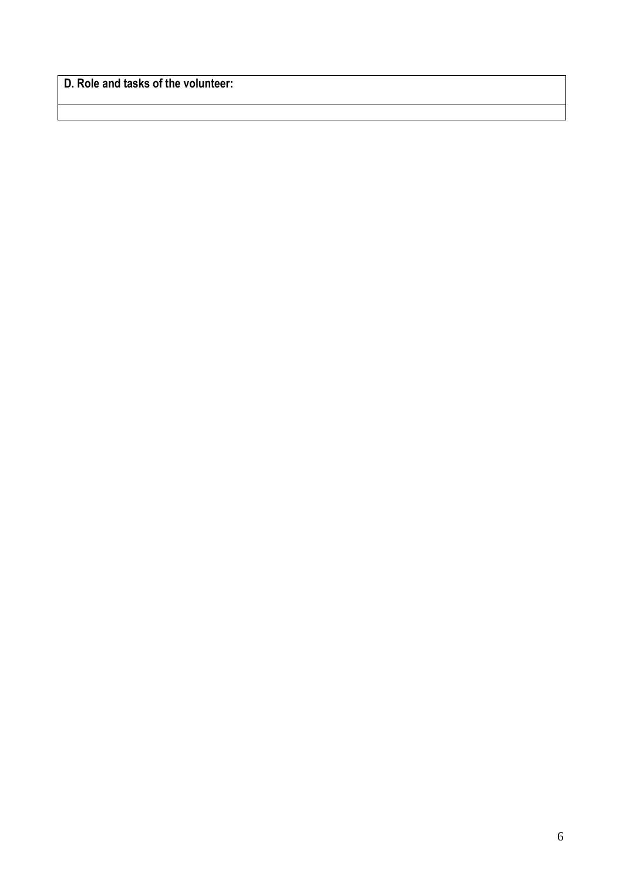| D. Role and tasks of the volunteer: |
| --- |
| |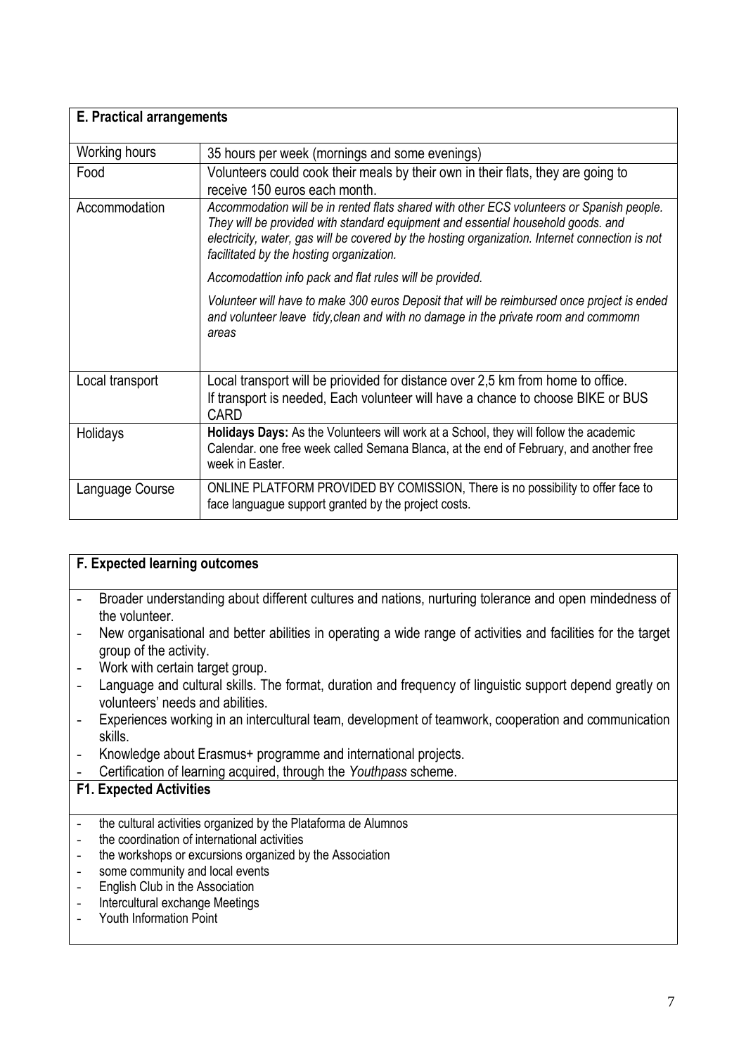| **E. Practical arrangements** | |
|---|---|
| Working hours | 35 hours per week (mornings and some evenings) |
| Food | Volunteers could cook their meals by their own in their flats, they are going to receive 150 euros each month. |
| Accommodation | *Accommodation will be in rented flats shared with other ECS volunteers or Spanish people. They will be provided with standard equipment and essential household goods. and electricity, water, gas will be covered by the hosting organization. Internet connection is not facilitated by the hosting organization.*<br><br>*Accomodattion info pack and flat rules will be provided.*<br><br>*Volunteer will have to make 300 euros Deposit that will be reimbursed once project is ended and volunteer leave tidy,clean and with no damage in the private room and commomn areas* |
| Local transport | Local transport will be priovided for distance over 2,5 km from home to office. If transport is needed, Each volunteer will have a chance to choose BIKE or BUS CARD |
| Holidays | **Holidays Days:** As the Volunteers will work at a School, they will follow the academic Calendar. one free week called Semana Blanca, at the end of February, and another free week in Easter. |
| Language Course | ONLINE PLATFORM PROVIDED BY COMISSION, There is no possibility to offer face to face languague support granted by the project costs. |

**F. Expected learning outcomes**

- Broader understanding about different cultures and nations, nurturing tolerance and open mindedness of the volunteer.
- New organisational and better abilities in operating a wide range of activities and facilities for the target group of the activity.
- Work with certain target group.
- Language and cultural skills. The format, duration and frequency of linguistic support depend greatly on volunteers' needs and abilities.
- Experiences working in an intercultural team, development of teamwork, cooperation and communication skills.
- Knowledge about Erasmus+ programme and international projects.
- Certification of learning acquired, through the *Youthpass* scheme.

**F1. Expected Activities**

- the cultural activities organized by the Plataforma de Alumnos
- the coordination of international activities
- the workshops or excursions organized by the Association
- some community and local events
- English Club in the Association
- Intercultural exchange Meetings
- Youth Information Point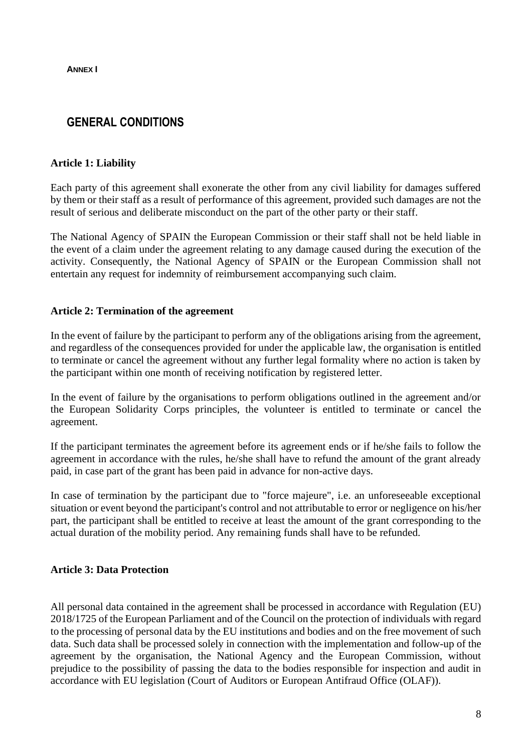**ANNEX I**

# GENERAL CONDITIONS

**Article 1: Liability**

Each party of this agreement shall exonerate the other from any civil liability for damages suffered by them or their staff as a result of performance of this agreement, provided such damages are not the result of serious and deliberate misconduct on the part of the other party or their staff.

The National Agency of SPAIN the European Commission or their staff shall not be held liable in the event of a claim under the agreement relating to any damage caused during the execution of the activity. Consequently, the National Agency of SPAIN or the European Commission shall not entertain any request for indemnity of reimbursement accompanying such claim.

**Article 2: Termination of the agreement**

In the event of failure by the participant to perform any of the obligations arising from the agreement, and regardless of the consequences provided for under the applicable law, the organisation is entitled to terminate or cancel the agreement without any further legal formality where no action is taken by the participant within one month of receiving notification by registered letter.

In the event of failure by the organisations to perform obligations outlined in the agreement and/or the European Solidarity Corps principles, the volunteer is entitled to terminate or cancel the agreement.

If the participant terminates the agreement before its agreement ends or if he/she fails to follow the agreement in accordance with the rules, he/she shall have to refund the amount of the grant already paid, in case part of the grant has been paid in advance for non-active days.

In case of termination by the participant due to "force majeure", i.e. an unforeseeable exceptional situation or event beyond the participant's control and not attributable to error or negligence on his/her part, the participant shall be entitled to receive at least the amount of the grant corresponding to the actual duration of the mobility period. Any remaining funds shall have to be refunded.

**Article 3: Data Protection**

All personal data contained in the agreement shall be processed in accordance with Regulation (EU) 2018/1725 of the European Parliament and of the Council on the protection of individuals with regard to the processing of personal data by the EU institutions and bodies and on the free movement of such data. Such data shall be processed solely in connection with the implementation and follow-up of the agreement by the organisation, the National Agency and the European Commission, without prejudice to the possibility of passing the data to the bodies responsible for inspection and audit in accordance with EU legislation (Court of Auditors or European Antifraud Office (OLAF)).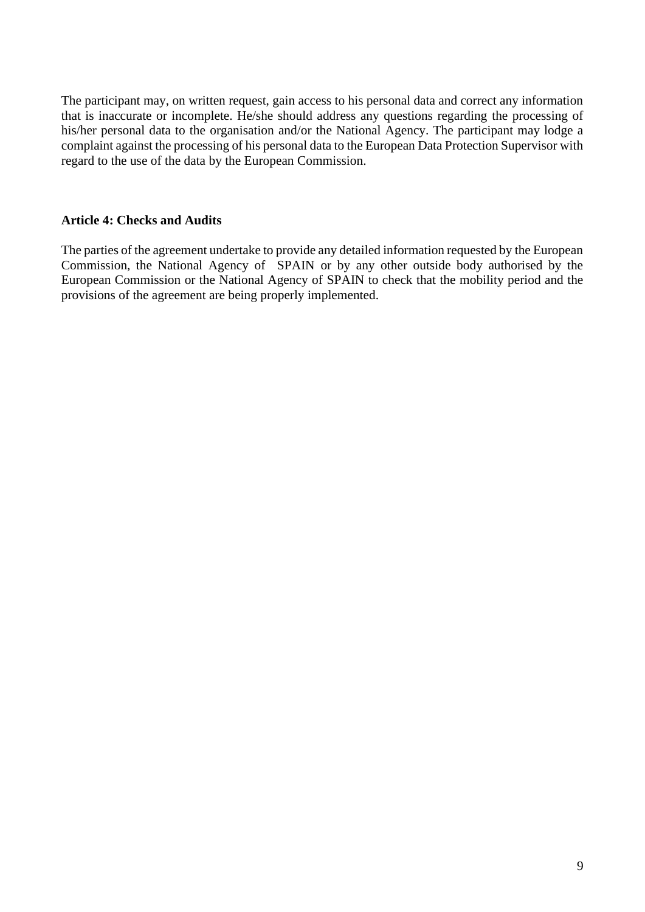The participant may, on written request, gain access to his personal data and correct any information that is inaccurate or incomplete. He/she should address any questions regarding the processing of his/her personal data to the organisation and/or the National Agency. The participant may lodge a complaint against the processing of his personal data to the European Data Protection Supervisor with regard to the use of the data by the European Commission.

**Article 4: Checks and Audits**

The parties of the agreement undertake to provide any detailed information requested by the European Commission, the National Agency of SPAIN or by any other outside body authorised by the European Commission or the National Agency of SPAIN to check that the mobility period and the provisions of the agreement are being properly implemented.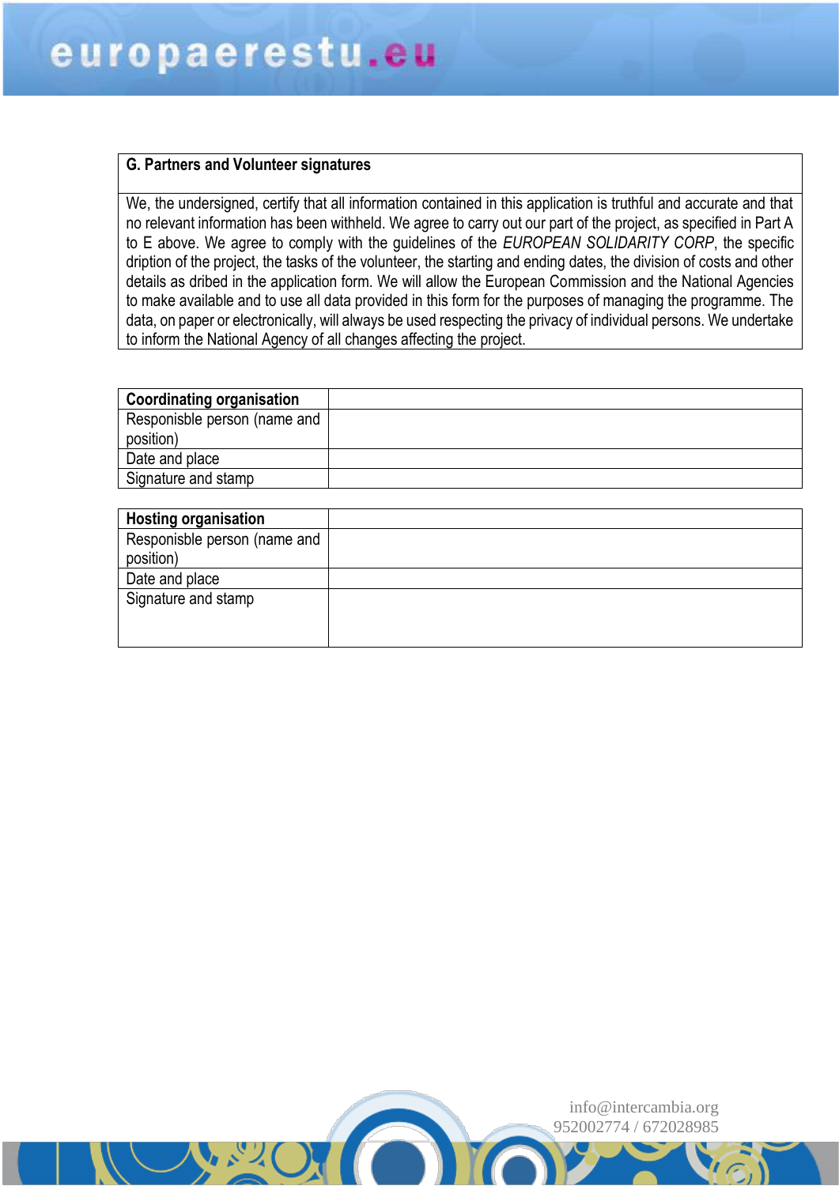| G. Partners and Volunteer signatures |
| --- |
| We, the undersigned, certify that all information contained in this application is truthful and accurate and that no relevant information has been withheld. We agree to carry out our part of the project, as specified in Part A to E above. We agree to comply with the guidelines of the *EUROPEAN SOLIDARITY CORP*, the specific dription of the project, the tasks of the volunteer, the starting and ending dates, the division of costs and other details as dribed in the application form. We will allow the European Commission and the National Agencies to make available and to use all data provided in this form for the purposes of managing the programme. The data, on paper or electronically, will always be used respecting the privacy of individual persons. We undertake to inform the National Agency of all changes affecting the project. |

| **Coordinating organisation** | |
| --- | --- |
| Responsible person (name and position) | |
| Date and place | |
| Signature and stamp | |

| **Hosting organisation** | |
| --- | --- |
| Responsible person (name and position) | |
| Date and place | |
| Signature and stamp | |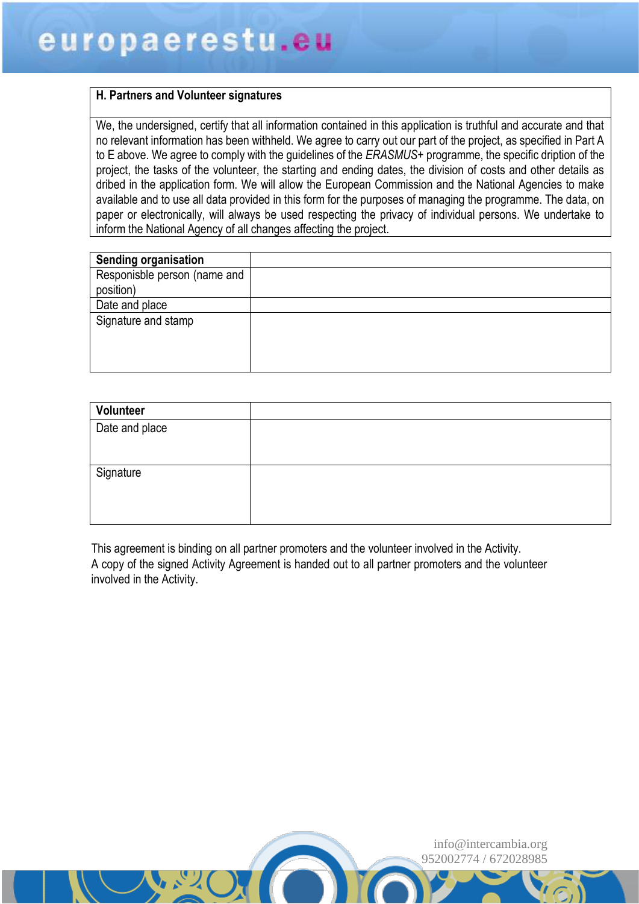| H. Partners and Volunteer signatures |
|---|
| We, the undersigned, certify that all information contained in this application is truthful and accurate and that no relevant information has been withheld. We agree to carry out our part of the project, as specified in Part A to E above. We agree to comply with the guidelines of the *ERASMUS+* programme, the specific dription of the project, the tasks of the volunteer, the starting and ending dates, the division of costs and other details as dribed in the application form. We will allow the European Commission and the National Agencies to make available and to use all data provided in this form for the purposes of managing the programme. The data, on paper or electronically, will always be used respecting the privacy of individual persons. We undertake to inform the National Agency of all changes affecting the project. |

| **Sending organisation** | |
|---|---|
| Responisble person (name and position) | |
| Date and place | |
| Signature and stamp | |

| **Volunteer** | |
|---|---|
| Date and place | |
| Signature | |

This agreement is binding on all partner promoters and the volunteer involved in the Activity.
A copy of the signed Activity Agreement is handed out to all partner promoters and the volunteer involved in the Activity.